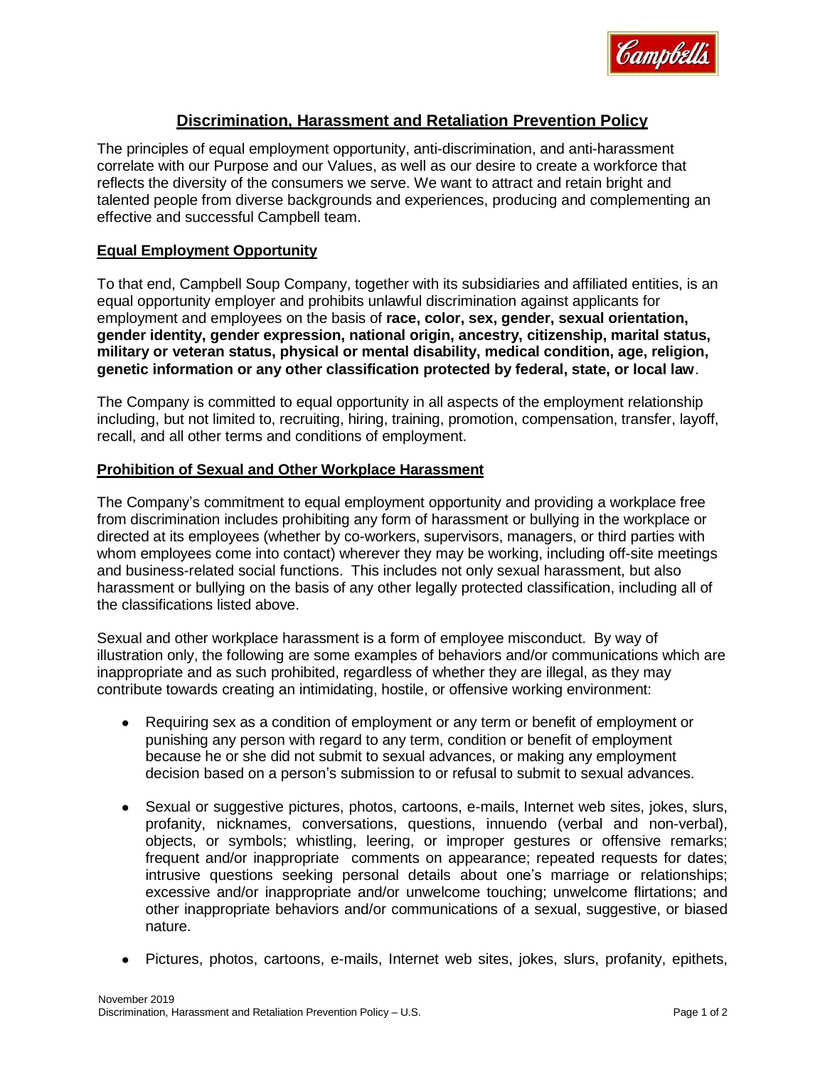# Discrimination, Harassment and Retaliation Prevention Policy

The principles of equal employment opportunity, anti-discrimination, and anti-harassment correlate with our Purpose and our Values, as well as our desire to create a workforce that reflects the diversity of the consumers we serve. We want to attract and retain bright and talented people from diverse backgrounds and experiences, producing and complementing an effective and successful Campbell team.

## Equal Employment Opportunity

To that end, Campbell Soup Company, together with its subsidiaries and affiliated entities, is an equal opportunity employer and prohibits unlawful discrimination against applicants for employment and employees on the basis of **race, color, sex, gender, sexual orientation, gender identity, gender expression, national origin, ancestry, citizenship, marital status, military or veteran status, physical or mental disability, medical condition, age, religion, genetic information or any other classification protected by federal, state, or local law**.

The Company is committed to equal opportunity in all aspects of the employment relationship including, but not limited to, recruiting, hiring, training, promotion, compensation, transfer, layoff, recall, and all other terms and conditions of employment.

## Prohibition of Sexual and Other Workplace Harassment

The Company's commitment to equal employment opportunity and providing a workplace free from discrimination includes prohibiting any form of harassment or bullying in the workplace or directed at its employees (whether by co-workers, supervisors, managers, or third parties with whom employees come into contact) wherever they may be working, including off-site meetings and business-related social functions. This includes not only sexual harassment, but also harassment or bullying on the basis of any other legally protected classification, including all of the classifications listed above.

Sexual and other workplace harassment is a form of employee misconduct. By way of illustration only, the following are some examples of behaviors and/or communications which are inappropriate and as such prohibited, regardless of whether they are illegal, as they may contribute towards creating an intimidating, hostile, or offensive working environment:

- Requiring sex as a condition of employment or any term or benefit of employment or punishing any person with regard to any term, condition or benefit of employment because he or she did not submit to sexual advances, or making any employment decision based on a person's submission to or refusal to submit to sexual advances.

- Sexual or suggestive pictures, photos, cartoons, e-mails, Internet web sites, jokes, slurs, profanity, nicknames, conversations, questions, innuendo (verbal and non-verbal), objects, or symbols; whistling, leering, or improper gestures or offensive remarks; frequent and/or inappropriate comments on appearance; repeated requests for dates; intrusive questions seeking personal details about one's marriage or relationships; excessive and/or inappropriate and/or unwelcome touching; unwelcome flirtations; and other inappropriate behaviors and/or communications of a sexual, suggestive, or biased nature.

- Pictures, photos, cartoons, e-mails, Internet web sites, jokes, slurs, profanity, epithets,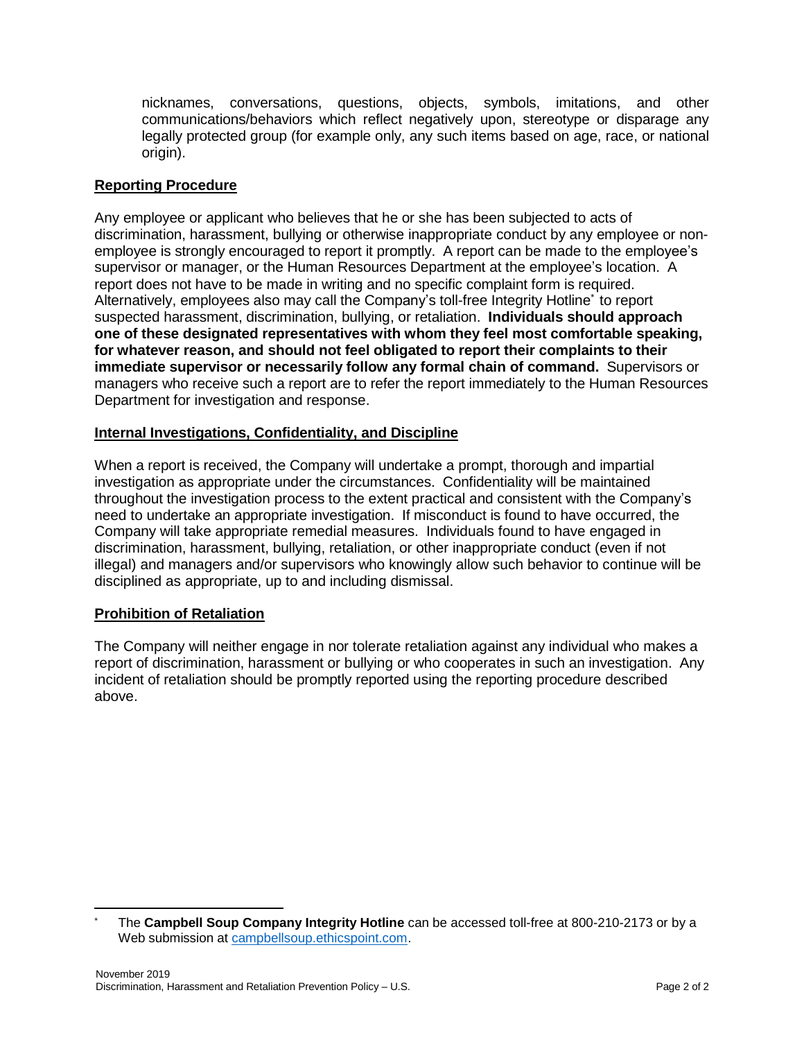nicknames, conversations, questions, objects, symbols, imitations, and other communications/behaviors which reflect negatively upon, stereotype or disparage any legally protected group (for example only, any such items based on age, race, or national origin).

## Reporting Procedure

Any employee or applicant who believes that he or she has been subjected to acts of discrimination, harassment, bullying or otherwise inappropriate conduct by any employee or non-employee is strongly encouraged to report it promptly. A report can be made to the employee's supervisor or manager, or the Human Resources Department at the employee's location. A report does not have to be made in writing and no specific complaint form is required. Alternatively, employees also may call the Company's toll-free Integrity Hotline* to report suspected harassment, discrimination, bullying, or retaliation. **Individuals should approach one of these designated representatives with whom they feel most comfortable speaking, for whatever reason, and should not feel obligated to report their complaints to their immediate supervisor or necessarily follow any formal chain of command.** Supervisors or managers who receive such a report are to refer the report immediately to the Human Resources Department for investigation and response.

## Internal Investigations, Confidentiality, and Discipline

When a report is received, the Company will undertake a prompt, thorough and impartial investigation as appropriate under the circumstances. Confidentiality will be maintained throughout the investigation process to the extent practical and consistent with the Company's need to undertake an appropriate investigation. If misconduct is found to have occurred, the Company will take appropriate remedial measures. Individuals found to have engaged in discrimination, harassment, bullying, retaliation, or other inappropriate conduct (even if not illegal) and managers and/or supervisors who knowingly allow such behavior to continue will be disciplined as appropriate, up to and including dismissal.

## Prohibition of Retaliation

The Company will neither engage in nor tolerate retaliation against any individual who makes a report of discrimination, harassment or bullying or who cooperates in such an investigation. Any incident of retaliation should be promptly reported using the reporting procedure described above.

---

* The **Campbell Soup Company Integrity Hotline** can be accessed toll-free at 800-210-2173 or by a Web submission at campbellsoup.ethicspoint.com.